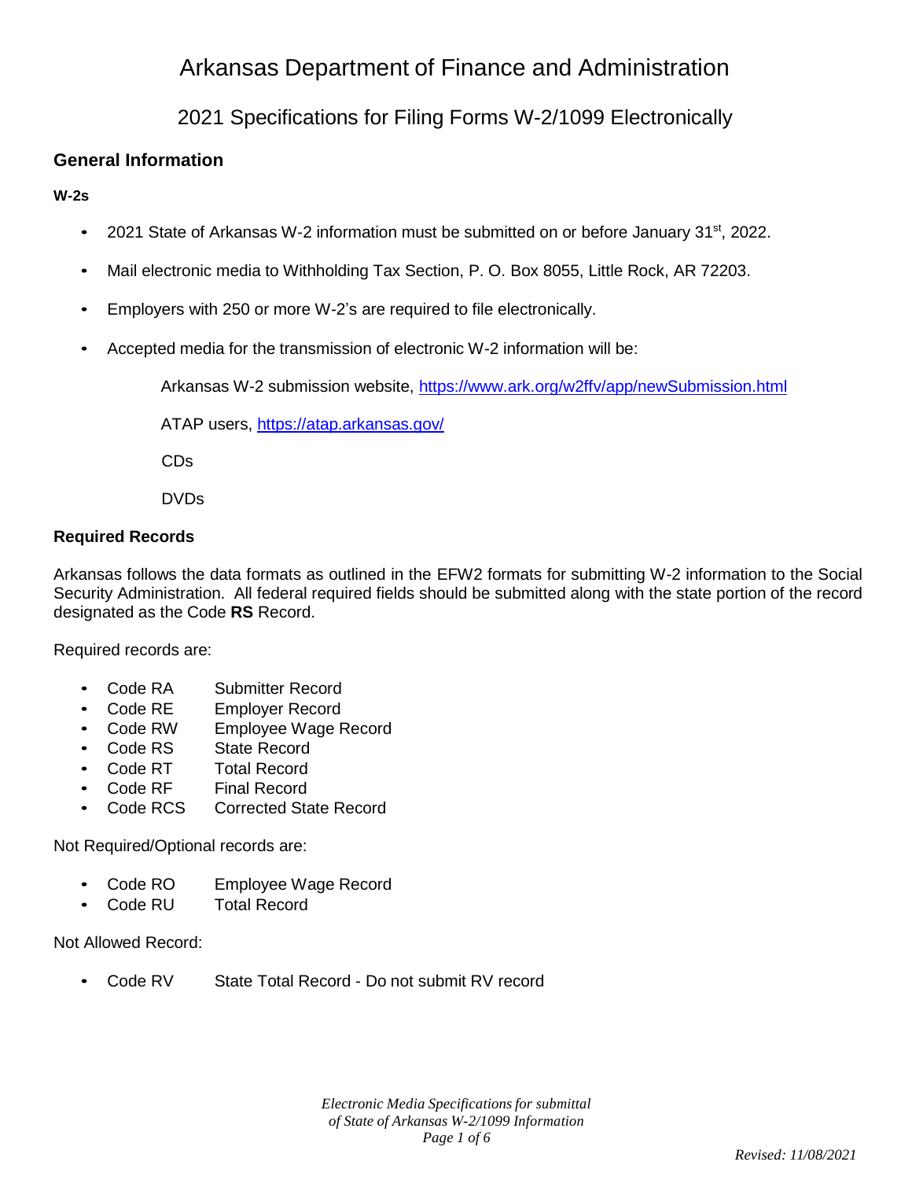# Arkansas Department of Finance and Administration

## 2021 Specifications for Filing Forms W-2/1099 Electronically

### General Information

**W-2s**

- 2021 State of Arkansas W-2 information must be submitted on or before January 31st, 2022.
- Mail electronic media to Withholding Tax Section, P. O. Box 8055, Little Rock, AR 72203.
- Employers with 250 or more W-2's are required to file electronically.
- Accepted media for the transmission of electronic W-2 information will be:

  Arkansas W-2 submission website, https://www.ark.org/w2ffv/app/newSubmission.html

  ATAP users, https://atap.arkansas.gov/

  CDs

  DVDs

### Required Records

Arkansas follows the data formats as outlined in the EFW2 formats for submitting W-2 information to the Social Security Administration. All federal required fields should be submitted along with the state portion of the record designated as the Code **RS** Record.

Required records are:

- Code RA Submitter Record
- Code RE Employer Record
- Code RW Employee Wage Record
- Code RS State Record
- Code RT Total Record
- Code RF Final Record
- Code RCS Corrected State Record

Not Required/Optional records are:

- Code RO Employee Wage Record
- Code RU Total Record

Not Allowed Record:

- Code RV State Total Record - Do not submit RV record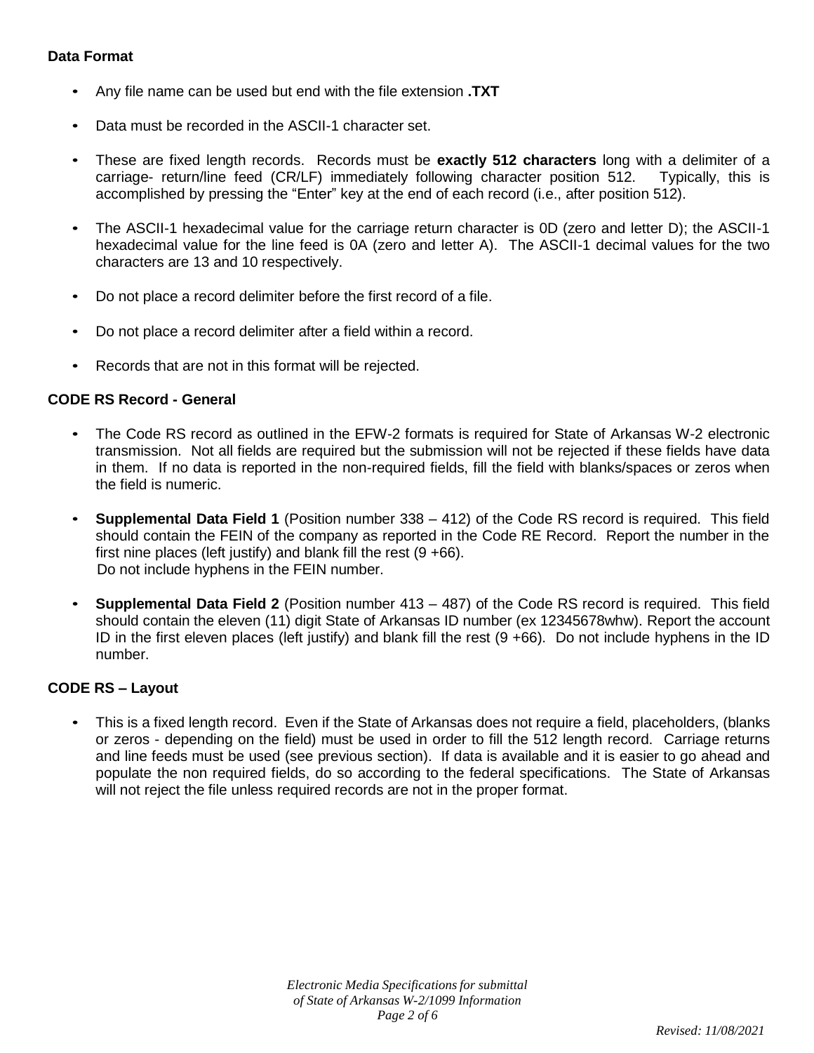**Data Format**

- Any file name can be used but end with the file extension **.TXT**
- Data must be recorded in the ASCII-1 character set.
- These are fixed length records. Records must be **exactly 512 characters** long with a delimiter of a carriage- return/line feed (CR/LF) immediately following character position 512. Typically, this is accomplished by pressing the "Enter" key at the end of each record (i.e., after position 512).
- The ASCII-1 hexadecimal value for the carriage return character is 0D (zero and letter D); the ASCII-1 hexadecimal value for the line feed is 0A (zero and letter A). The ASCII-1 decimal values for the two characters are 13 and 10 respectively.
- Do not place a record delimiter before the first record of a file.
- Do not place a record delimiter after a field within a record.
- Records that are not in this format will be rejected.

**CODE RS Record - General**

- The Code RS record as outlined in the EFW-2 formats is required for State of Arkansas W-2 electronic transmission. Not all fields are required but the submission will not be rejected if these fields have data in them. If no data is reported in the non-required fields, fill the field with blanks/spaces or zeros when the field is numeric.
- **Supplemental Data Field 1** (Position number 338 – 412) of the Code RS record is required. This field should contain the FEIN of the company as reported in the Code RE Record. Report the number in the first nine places (left justify) and blank fill the rest (9 +66).
  Do not include hyphens in the FEIN number.
- **Supplemental Data Field 2** (Position number 413 – 487) of the Code RS record is required. This field should contain the eleven (11) digit State of Arkansas ID number (ex 12345678whw). Report the account ID in the first eleven places (left justify) and blank fill the rest (9 +66). Do not include hyphens in the ID number.

**CODE RS – Layout**

- This is a fixed length record. Even if the State of Arkansas does not require a field, placeholders, (blanks or zeros - depending on the field) must be used in order to fill the 512 length record. Carriage returns and line feeds must be used (see previous section). If data is available and it is easier to go ahead and populate the non required fields, do so according to the federal specifications. The State of Arkansas will not reject the file unless required records are not in the proper format.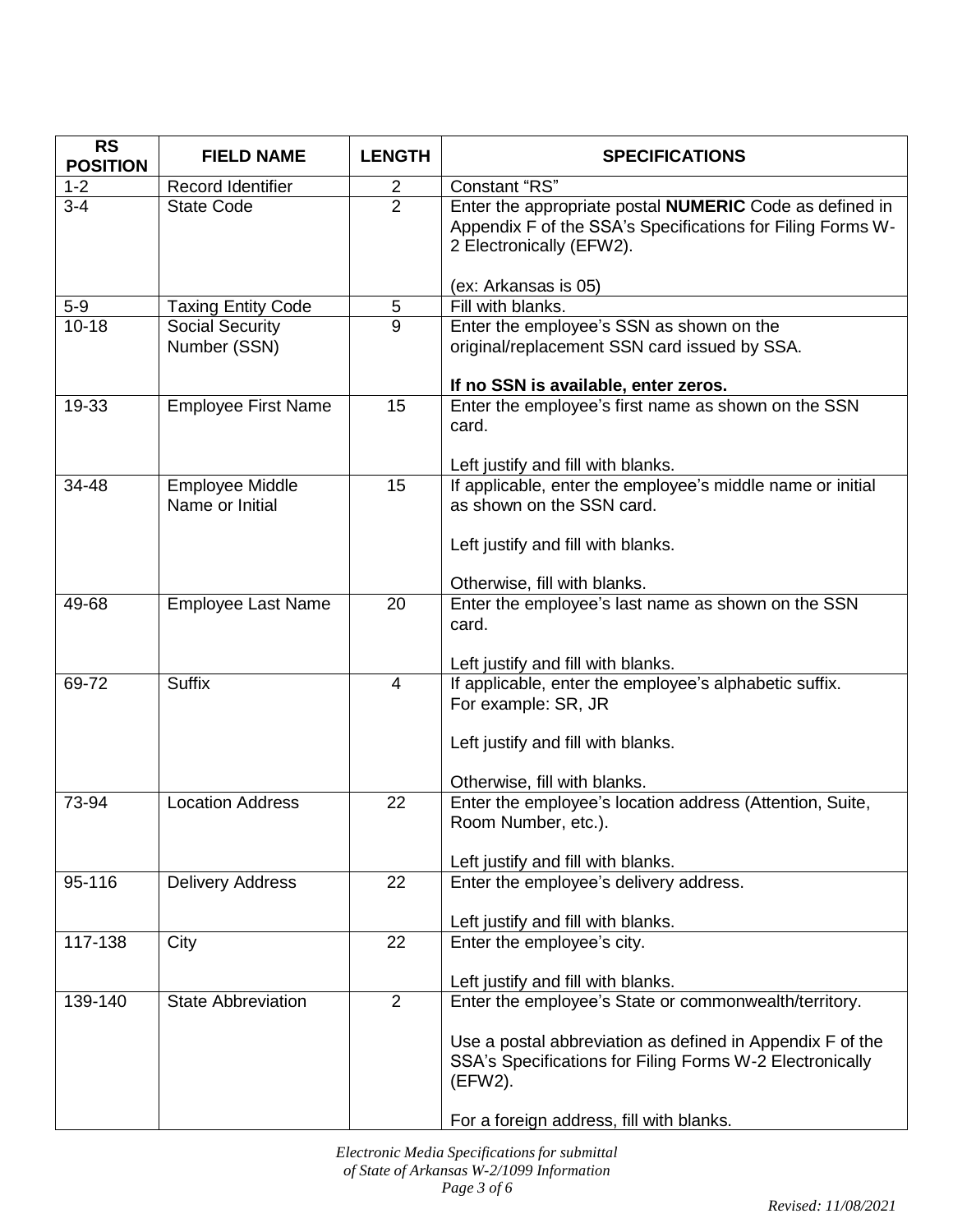| RS POSITION | FIELD NAME | LENGTH | SPECIFICATIONS |
|---|---|---|---|
| 1-2 | Record Identifier | 2 | Constant "RS" |
| 3-4 | State Code | 2 | Enter the appropriate postal **NUMERIC** Code as defined in Appendix F of the SSA's Specifications for Filing Forms W-2 Electronically (EFW2).<br><br>(ex: Arkansas is 05) |
| 5-9 | Taxing Entity Code | 5 | Fill with blanks. |
| 10-18 | Social Security Number (SSN) | 9 | Enter the employee's SSN as shown on the original/replacement SSN card issued by SSA.<br><br>**If no SSN is available, enter zeros.** |
| 19-33 | Employee First Name | 15 | Enter the employee's first name as shown on the SSN card.<br><br>Left justify and fill with blanks. |
| 34-48 | Employee Middle Name or Initial | 15 | If applicable, enter the employee's middle name or initial as shown on the SSN card.<br><br>Left justify and fill with blanks.<br><br>Otherwise, fill with blanks. |
| 49-68 | Employee Last Name | 20 | Enter the employee's last name as shown on the SSN card.<br><br>Left justify and fill with blanks. |
| 69-72 | Suffix | 4 | If applicable, enter the employee's alphabetic suffix. For example: SR, JR<br><br>Left justify and fill with blanks.<br><br>Otherwise, fill with blanks. |
| 73-94 | Location Address | 22 | Enter the employee's location address (Attention, Suite, Room Number, etc.).<br><br>Left justify and fill with blanks. |
| 95-116 | Delivery Address | 22 | Enter the employee's delivery address.<br><br>Left justify and fill with blanks. |
| 117-138 | City | 22 | Enter the employee's city.<br><br>Left justify and fill with blanks. |
| 139-140 | State Abbreviation | 2 | Enter the employee's State or commonwealth/territory.<br><br>Use a postal abbreviation as defined in Appendix F of the SSA's Specifications for Filing Forms W-2 Electronically (EFW2).<br><br>For a foreign address, fill with blanks. |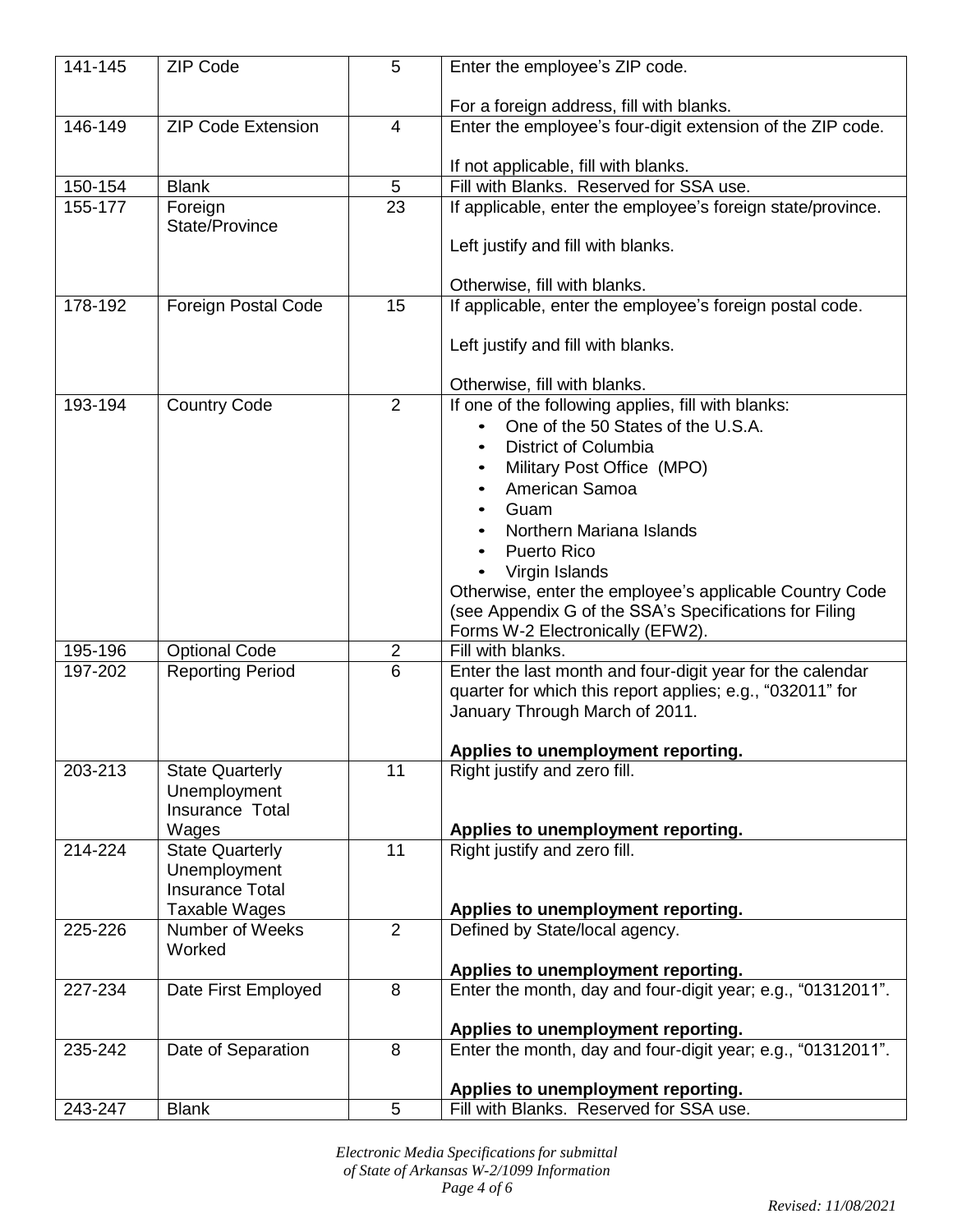| 141-145 | ZIP Code | 5 | Enter the employee's ZIP code.<br><br>For a foreign address, fill with blanks. |
|---|---|---|---|
| 146-149 | ZIP Code Extension | 4 | Enter the employee's four-digit extension of the ZIP code.<br><br>If not applicable, fill with blanks. |
| 150-154 | Blank | 5 | Fill with Blanks. Reserved for SSA use. |
| 155-177 | Foreign State/Province | 23 | If applicable, enter the employee's foreign state/province.<br><br>Left justify and fill with blanks.<br><br>Otherwise, fill with blanks. |
| 178-192 | Foreign Postal Code | 15 | If applicable, enter the employee's foreign postal code.<br><br>Left justify and fill with blanks.<br><br>Otherwise, fill with blanks. |
| 193-194 | Country Code | 2 | If one of the following applies, fill with blanks:<br>• One of the 50 States of the U.S.A.<br>• District of Columbia<br>• Military Post Office (MPO)<br>• American Samoa<br>• Guam<br>• Northern Mariana Islands<br>• Puerto Rico<br>• Virgin Islands<br>Otherwise, enter the employee's applicable Country Code (see Appendix G of the SSA's Specifications for Filing Forms W-2 Electronically (EFW2). |
| 195-196 | Optional Code | 2 | Fill with blanks. |
| 197-202 | Reporting Period | 6 | Enter the last month and four-digit year for the calendar quarter for which this report applies; e.g., "032011" for January Through March of 2011.<br><br>**Applies to unemployment reporting.** |
| 203-213 | State Quarterly Unemployment Insurance Total Wages | 11 | Right justify and zero fill.<br><br>**Applies to unemployment reporting.** |
| 214-224 | State Quarterly Unemployment Insurance Total Taxable Wages | 11 | Right justify and zero fill.<br><br>**Applies to unemployment reporting.** |
| 225-226 | Number of Weeks Worked | 2 | Defined by State/local agency.<br><br>**Applies to unemployment reporting.** |
| 227-234 | Date First Employed | 8 | Enter the month, day and four-digit year; e.g., "01312011".<br><br>**Applies to unemployment reporting.** |
| 235-242 | Date of Separation | 8 | Enter the month, day and four-digit year; e.g., "01312011".<br><br>**Applies to unemployment reporting.** |
| 243-247 | Blank | 5 | Fill with Blanks. Reserved for SSA use. |

*Electronic Media Specifications for submittal of State of Arkansas W-2/1099 Information*

*Revised: 11/08/2021*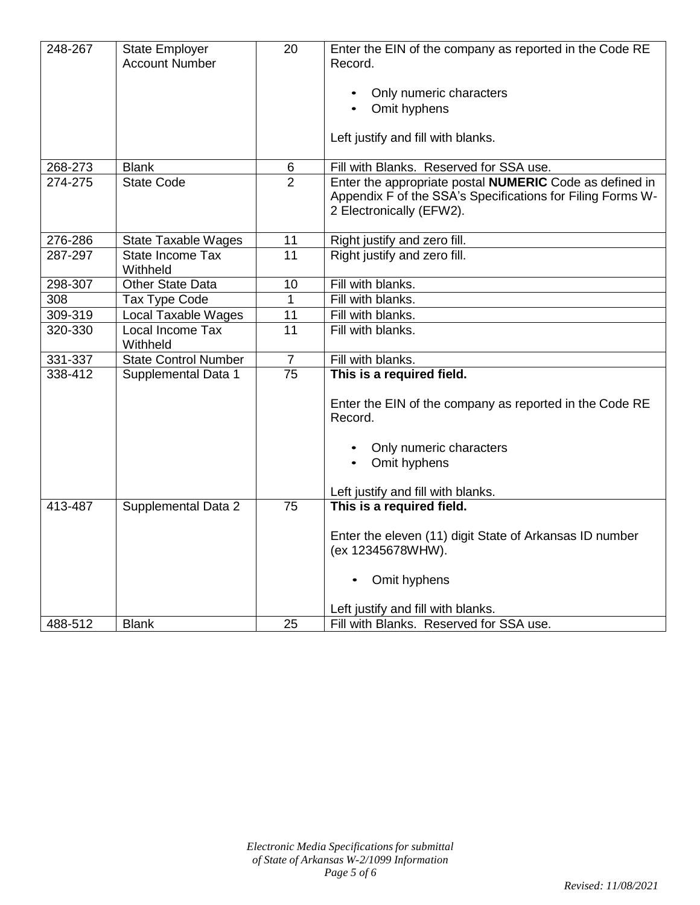| 248-267 | State Employer Account Number | 20 | Enter the EIN of the company as reported in the Code RE Record.<br><br>• Only numeric characters<br>• Omit hyphens<br><br>Left justify and fill with blanks. |
|---|---|---|---|
| 268-273 | Blank | 6 | Fill with Blanks. Reserved for SSA use. |
| 274-275 | State Code | 2 | Enter the appropriate postal **NUMERIC** Code as defined in Appendix F of the SSA's Specifications for Filing Forms W-2 Electronically (EFW2). |
| 276-286 | State Taxable Wages | 11 | Right justify and zero fill. |
| 287-297 | State Income Tax Withheld | 11 | Right justify and zero fill. |
| 298-307 | Other State Data | 10 | Fill with blanks. |
| 308 | Tax Type Code | 1 | Fill with blanks. |
| 309-319 | Local Taxable Wages | 11 | Fill with blanks. |
| 320-330 | Local Income Tax Withheld | 11 | Fill with blanks. |
| 331-337 | State Control Number | 7 | Fill with blanks. |
| 338-412 | Supplemental Data 1 | 75 | **This is a required field.**<br><br>Enter the EIN of the company as reported in the Code RE Record.<br><br>• Only numeric characters<br>• Omit hyphens<br><br>Left justify and fill with blanks. |
| 413-487 | Supplemental Data 2 | 75 | **This is a required field.**<br><br>Enter the eleven (11) digit State of Arkansas ID number (ex 12345678WHW).<br><br>• Omit hyphens<br><br>Left justify and fill with blanks. |
| 488-512 | Blank | 25 | Fill with Blanks. Reserved for SSA use. |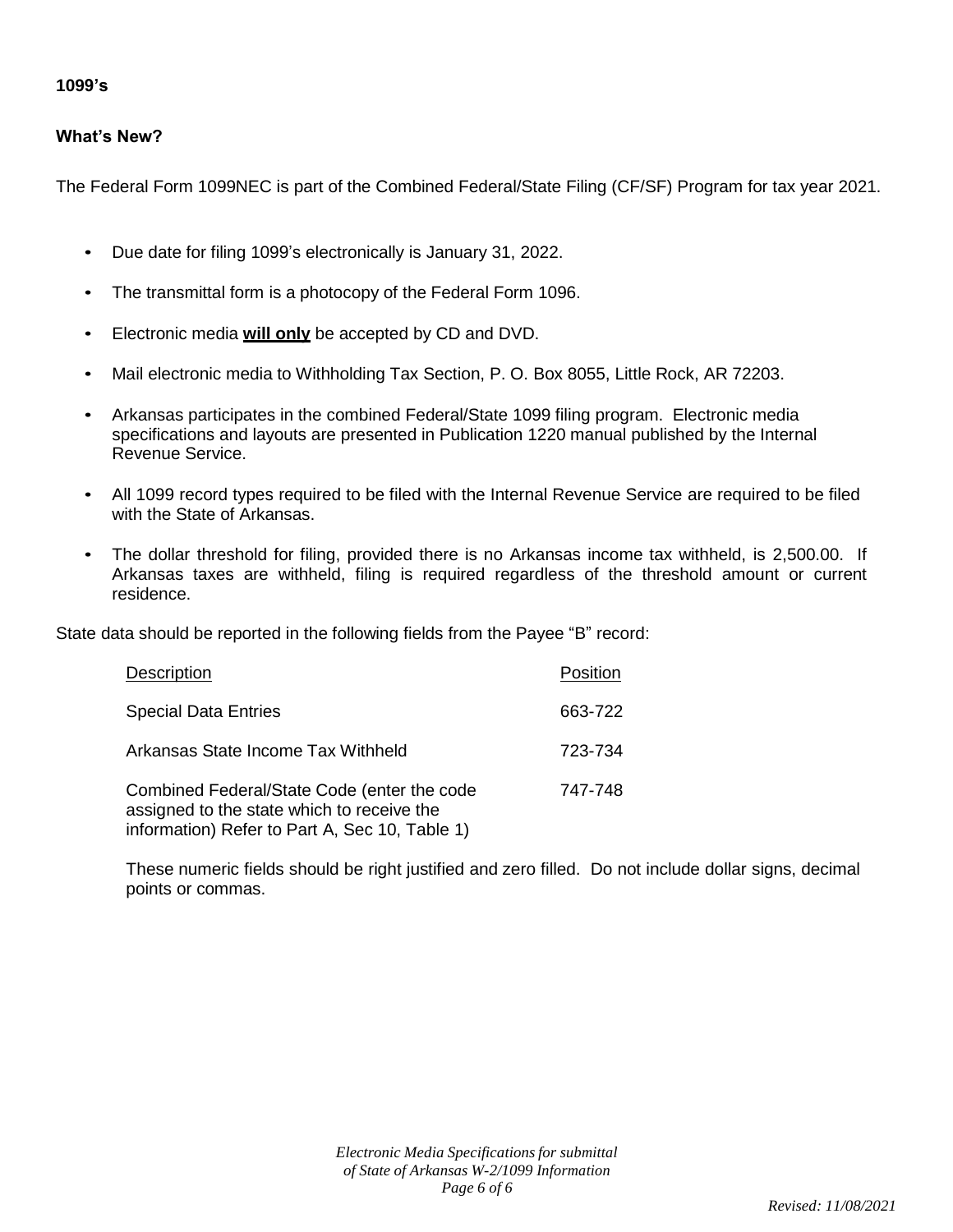**1099's**

**What's New?**

The Federal Form 1099NEC is part of the Combined Federal/State Filing (CF/SF) Program for tax year 2021.

- Due date for filing 1099's electronically is January 31, 2022.
- The transmittal form is a photocopy of the Federal Form 1096.
- Electronic media **will only** be accepted by CD and DVD.
- Mail electronic media to Withholding Tax Section, P. O. Box 8055, Little Rock, AR 72203.
- Arkansas participates in the combined Federal/State 1099 filing program. Electronic media specifications and layouts are presented in Publication 1220 manual published by the Internal Revenue Service.
- All 1099 record types required to be filed with the Internal Revenue Service are required to be filed with the State of Arkansas.
- The dollar threshold for filing, provided there is no Arkansas income tax withheld, is 2,500.00. If Arkansas taxes are withheld, filing is required regardless of the threshold amount or current residence.

State data should be reported in the following fields from the Payee "B" record:

| Description | Position |
|---|---|
| Special Data Entries | 663-722 |
| Arkansas State Income Tax Withheld | 723-734 |
| Combined Federal/State Code (enter the code assigned to the state which to receive the information) Refer to Part A, Sec 10, Table 1) | 747-748 |

These numeric fields should be right justified and zero filled. Do not include dollar signs, decimal points or commas.

*Revised: 11/08/2021*